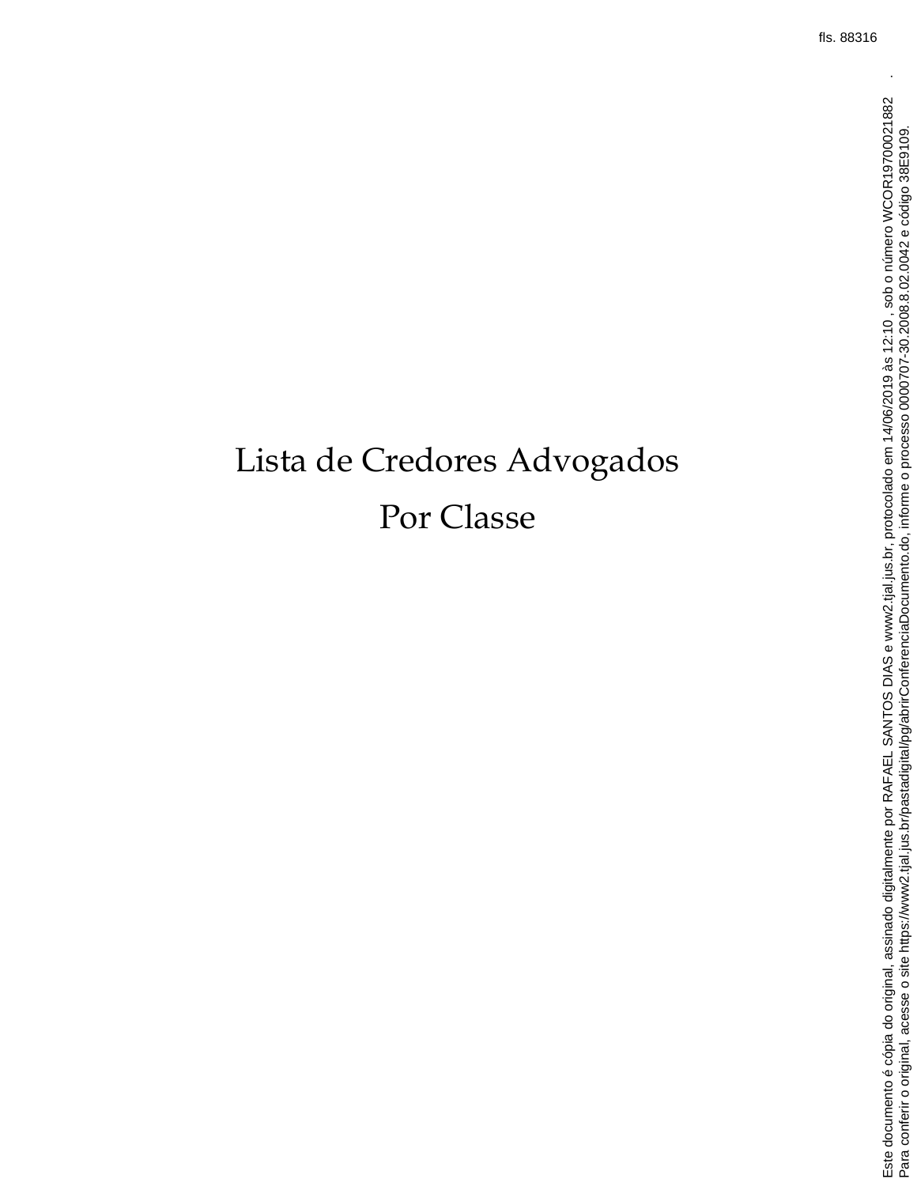# Lista de Credores Advogados

# Por Classe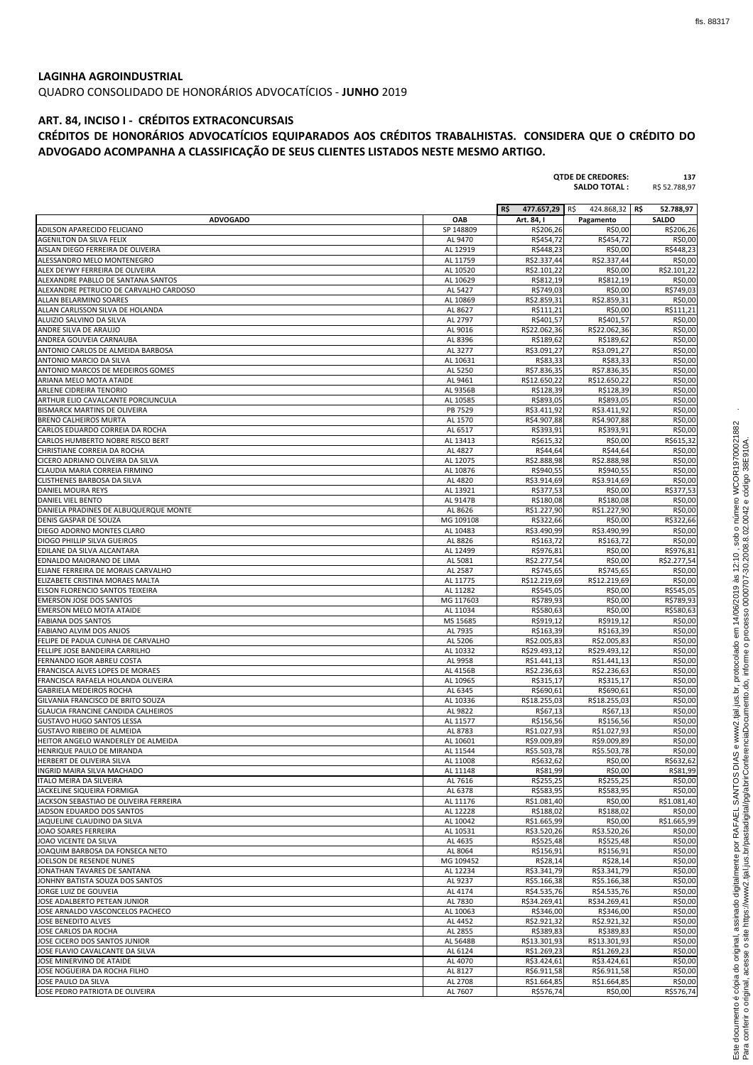**LAGINHA AGROINDUSTRIAL**

QUADRO CONSOLIDADO DE HONORÁRIOS ADVOCATÍCIOS - **JUNHO** 2019

**ART. 84, INCISO I - CRÉDITOS EXTRACONCURSAIS**

**CRÉDITOS DE HONORÁRIOS ADVOCATÍCIOS EQUIPARADOS AOS CRÉDITOS TRABALHISTAS. CONSIDERA QUE O CRÉDITO DO ADVOGADO ACOMPANHA A CLASSIFICAÇÃO DE SEUS CLIENTES LISTADOS NESTE MESMO ARTIGO.**

**QTDE DE CREDORES:** 137
**SALDO TOTAL :** R$ 52.788,97

| ADVOGADO | OAB | R$ 477.657,29<br>Art. 84, I | R$ 424.868,32<br>Pagamento | R$ 52.788,97<br>SALDO |
|---|---|---|---|---|
| ADILSON APARECIDO FELICIANO | SP 148809 | R$206,26 | R$0,00 | R$206,26 |
| AGENILTON DA SILVA FELIX | AL 9470 | R$454,72 | R$454,72 | R$0,00 |
| AISLAN DIEGO FERREIRA DE OLIVEIRA | AL 12919 | R$448,23 | R$0,00 | R$448,23 |
| ALESSANDRO MELO MONTENEGRO | AL 11759 | R$2.337,44 | R$2.337,44 | R$0,00 |
| ALEX DEYWY FERREIRA DE OLIVEIRA | AL 10520 | R$2.101,22 | R$0,00 | R$2.101,22 |
| ALEXANDRE PABLLO DE SANTANA SANTOS | AL 10629 | R$812,19 | R$812,19 | R$0,00 |
| ALEXANDRE PETRUCIO DE CARVALHO CARDOSO | AL 5427 | R$749,03 | R$0,00 | R$749,03 |
| ALLAN BELARMINO SOARES | AL 10869 | R$2.859,31 | R$2.859,31 | R$0,00 |
| ALLAN CARLISSON SILVA DE HOLANDA | AL 8627 | R$111,21 | R$0,00 | R$111,21 |
| ALUIZIO SALVINO DA SILVA | AL 2797 | R$401,57 | R$401,57 | R$0,00 |
| ANDRE SILVA DE ARAUJO | AL 9016 | R$22.062,36 | R$22.062,36 | R$0,00 |
| ANDREA GOUVEIA CARNAUBA | AL 8396 | R$189,62 | R$189,62 | R$0,00 |
| ANTONIO CARLOS DE ALMEIDA BARBOSA | AL 3277 | R$3.091,27 | R$3.091,27 | R$0,00 |
| ANTONIO MARCIO DA SILVA | AL 10631 | R$83,33 | R$83,33 | R$0,00 |
| ANTONIO MARCOS DE MEDEIROS GOMES | AL 5250 | R$7.836,35 | R$7.836,35 | R$0,00 |
| ARIANA MELO MOTA ATAIDE | AL 9461 | R$12.650,22 | R$12.650,22 | R$0,00 |
| ARLENE CIDREIRA TENORIO | AL 9356B | R$128,39 | R$128,39 | R$0,00 |
| ARTHUR ELIO CAVALCANTE PORCIUNCULA | AL 10585 | R$893,05 | R$893,05 | R$0,00 |
| BISMARCK MARTINS DE OLIVEIRA | PB 7529 | R$3.411,92 | R$3.411,92 | R$0,00 |
| BRENO CALHEIROS MURTA | AL 1570 | R$4.907,88 | R$4.907,88 | R$0,00 |
| CARLOS EDUARDO CORREIA DA ROCHA | AL 6517 | R$393,91 | R$393,91 | R$0,00 |
| CARLOS HUMBERTO NOBRE RISCO BERT | AL 13413 | R$615,32 | R$0,00 | R$615,32 |
| CHRISTIANE CORREIA DA ROCHA | AL 4827 | R$44,64 | R$44,64 | R$0,00 |
| CICERO ADRIANO OLIVEIRA DA SILVA | AL 12075 | R$2.888,98 | R$2.888,98 | R$0,00 |
| CLAUDIA MARIA CORREIA FIRMINO | AL 10876 | R$940,55 | R$940,55 | R$0,00 |
| CLISTHENES BARBOSA DA SILVA | AL 4820 | R$3.914,69 | R$3.914,69 | R$0,00 |
| DANIEL MOURA REYS | AL 13921 | R$377,53 | R$0,00 | R$377,53 |
| DANIEL VIEL BENTO | AL 9147B | R$180,08 | R$180,08 | R$0,00 |
| DANIELA PRADINES DE ALBUQUERQUE MONTE | AL 8626 | R$1.227,90 | R$1.227,90 | R$0,00 |
| DENIS GASPAR DE SOUZA | MG 109108 | R$322,66 | R$0,00 | R$322,66 |
| DIEGO ADORNO MONTES CLARO | AL 10483 | R$3.490,99 | R$3.490,99 | R$0,00 |
| DIOGO PHILLIP SILVA GUEIROS | AL 8826 | R$163,72 | R$163,72 | R$0,00 |
| EDILANE DA SILVA ALCANTARA | AL 12499 | R$976,81 | R$0,00 | R$976,81 |
| EDNALDO MAIORANO DE LIMA | AL 5081 | R$2.277,54 | R$0,00 | R$2.277,54 |
| ELIANE FERREIRA DE MORAIS CARVALHO | AL 2587 | R$745,65 | R$745,65 | R$0,00 |
| ELIZABETE CRISTINA MORAES MALTA | AL 11775 | R$12.219,69 | R$12.219,69 | R$0,00 |
| ELSON FLORENCIO SANTOS TEIXEIRA | AL 11282 | R$545,05 | R$0,00 | R$545,05 |
| EMERSON JOSE DOS SANTOS | MG 117603 | R$789,93 | R$0,00 | R$789,93 |
| EMERSON MELO MOTA ATAIDE | AL 11034 | R$580,63 | R$0,00 | R$580,63 |
| FABIANA DOS SANTOS | MS 15685 | R$919,12 | R$919,12 | R$0,00 |
| FABIANO ALVIM DOS ANJOS | AL 7935 | R$163,39 | R$163,39 | R$0,00 |
| FELIPE DE PADUA CUNHA DE CARVALHO | AL 5206 | R$2.005,83 | R$2.005,83 | R$0,00 |
| FELLIPE JOSE BANDEIRA CARRILHO | AL 10332 | R$29.493,12 | R$29.493,12 | R$0,00 |
| FERNANDO IGOR ABREU COSTA | AL 9958 | R$1.441,13 | R$1.441,13 | R$0,00 |
| FRANCISCA ALVES LOPES DE MORAES | AL 4156B | R$2.236,63 | R$2.236,63 | R$0,00 |
| FRANCISCA RAFAELA HOLANDA OLIVEIRA | AL 10965 | R$315,17 | R$315,17 | R$0,00 |
| GABRIELA MEDEIROS ROCHA | AL 6345 | R$690,61 | R$690,61 | R$0,00 |
| GILVANIA FRANCISCO DE BRITO SOUZA | AL 10336 | R$18.255,03 | R$18.255,03 | R$0,00 |
| GLAUCIA FRANCINE CANDIDA CALHEIROS | AL 9822 | R$67,13 | R$67,13 | R$0,00 |
| GUSTAVO HUGO SANTOS LESSA | AL 11577 | R$156,56 | R$156,56 | R$0,00 |
| GUSTAVO RIBEIRO DE ALMEIDA | AL 8783 | R$1.027,93 | R$1.027,93 | R$0,00 |
| HEITOR ANGELO WANDERLEY DE ALMEIDA | AL 10601 | R$9.009,89 | R$9.009,89 | R$0,00 |
| HENRIQUE PAULO DE MIRANDA | AL 11544 | R$5.503,78 | R$5.503,78 | R$0,00 |
| HERBERT DE OLIVEIRA SILVA | AL 11008 | R$632,62 | R$0,00 | R$632,62 |
| INGRID MAIRA SILVA MACHADO | AL 11148 | R$81,99 | R$0,00 | R$81,99 |
| ITALO MEIRA DA SILVEIRA | AL 7616 | R$255,25 | R$255,25 | R$0,00 |
| JACKELINE SIQUEIRA FORMIGA | AL 6378 | R$583,95 | R$583,95 | R$0,00 |
| JACKSON SEBASTIAO DE OLIVEIRA FERREIRA | AL 11176 | R$1.081,40 | R$0,00 | R$1.081,40 |
| JADSON EDUARDO DOS SANTOS | AL 12228 | R$188,02 | R$188,02 | R$0,00 |
| JAQUELINE CLAUDINO DA SILVA | AL 10042 | R$1.665,99 | R$0,00 | R$1.665,99 |
| JOAO SOARES FERREIRA | AL 10531 | R$3.520,26 | R$3.520,26 | R$0,00 |
| JOAO VICENTE DA SILVA | AL 4635 | R$525,48 | R$525,48 | R$0,00 |
| JOAQUIM BARBOSA DA FONSECA NETO | AL 8064 | R$156,91 | R$156,91 | R$0,00 |
| JOELSON DE RESENDE NUNES | MG 109452 | R$28,14 | R$28,14 | R$0,00 |
| JONATHAN TAVARES DE SANTANA | AL 12234 | R$3.341,79 | R$3.341,79 | R$0,00 |
| JONHNY BATISTA SOUZA DOS SANTOS | AL 9237 | R$5.166,38 | R$5.166,38 | R$0,00 |
| JORGE LUIZ DE GOUVEIA | AL 4174 | R$4.535,76 | R$4.535,76 | R$0,00 |
| JOSE ADALBERTO PETEAN JUNIOR | AL 7830 | R$34.269,41 | R$34.269,41 | R$0,00 |
| JOSE ARNALDO VASCONCELOS PACHECO | AL 10063 | R$346,00 | R$346,00 | R$0,00 |
| JOSE BENEDITO ALVES | AL 4452 | R$2.921,32 | R$2.921,32 | R$0,00 |
| JOSE CARLOS DA ROCHA | AL 2855 | R$389,83 | R$389,83 | R$0,00 |
| JOSE CICERO DOS SANTOS JUNIOR | AL 5648B | R$13.301,93 | R$13.301,93 | R$0,00 |
| JOSE FLAVIO CAVALCANTE DA SILVA | AL 6124 | R$1.269,23 | R$1.269,23 | R$0,00 |
| JOSE MINERVINO DE ATAIDE | AL 4070 | R$3.424,61 | R$3.424,61 | R$0,00 |
| JOSE NOGUEIRA DA ROCHA FILHO | AL 8127 | R$6.911,58 | R$6.911,58 | R$0,00 |
| JOSE PAULO DA SILVA | AL 2708 | R$1.664,85 | R$1.664,85 | R$0,00 |
| JOSE PEDRO PATRIOTA DE OLIVEIRA | AL 7607 | R$576,74 | R$0,00 | R$576,74 |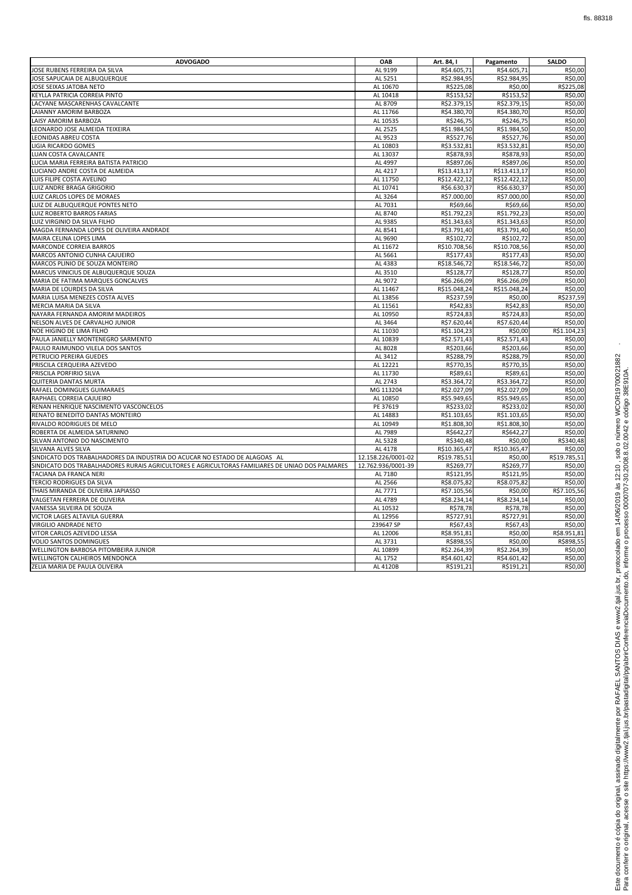| ADVOGADO | OAB | Art. 84, I | Pagamento | SALDO |
| --- | --- | --- | --- | --- |
| JOSE RUBENS FERREIRA DA SILVA | AL 9199 | R$4.605,71 | R$4.605,71 | R$0,00 |
| JOSE SAPUCAIA DE ALBUQUERQUE | AL 5251 | R$2.984,95 | R$2.984,95 | R$0,00 |
| JOSE SEIXAS JATOBA NETO | AL 10670 | R$225,08 | R$0,00 | R$225,08 |
| KEYLLA PATRICIA CORREIA PINTO | AL 10418 | R$153,52 | R$153,52 | R$0,00 |
| LACYANE MASCARENHAS CAVALCANTE | AL 8709 | R$2.379,15 | R$2.379,15 | R$0,00 |
| LAIANNY AMORIM BARBOZA | AL 11766 | R$4.380,70 | R$4.380,70 | R$0,00 |
| LAISY AMORIM BARBOZA | AL 10535 | R$246,75 | R$246,75 | R$0,00 |
| LEONARDO JOSE ALMEIDA TEIXEIRA | AL 2525 | R$1.984,50 | R$1.984,50 | R$0,00 |
| LEONIDAS ABREU COSTA | AL 9523 | R$527,76 | R$527,76 | R$0,00 |
| LIGIA RICARDO GOMES | AL 10803 | R$3.532,81 | R$3.532,81 | R$0,00 |
| LUAN COSTA CAVALCANTE | AL 13037 | R$878,93 | R$878,93 | R$0,00 |
| LUCIA MARIA FERREIRA BATISTA PATRICIO | AL 4997 | R$897,06 | R$897,06 | R$0,00 |
| LUCIANO ANDRE COSTA DE ALMEIDA | AL 4217 | R$13.413,17 | R$13.413,17 | R$0,00 |
| LUIS FILIPE COSTA AVELINO | AL 11750 | R$12.422,12 | R$12.422,12 | R$0,00 |
| LUIZ ANDRE BRAGA GRIGORIO | AL 10741 | R$6.630,37 | R$6.630,37 | R$0,00 |
| LUIZ CARLOS LOPES DE MORAES | AL 3264 | R$7.000,00 | R$7.000,00 | R$0,00 |
| LUIZ DE ALBUQUERQUE PONTES NETO | AL 7031 | R$69,66 | R$69,66 | R$0,00 |
| LUIZ ROBERTO BARROS FARIAS | AL 8740 | R$1.792,23 | R$1.792,23 | R$0,00 |
| LUIZ VIRGINIO DA SILVA FILHO | AL 9385 | R$1.343,63 | R$1.343,63 | R$0,00 |
| MAGDA FERNANDA LOPES DE OLIVEIRA ANDRADE | AL 8541 | R$3.791,40 | R$3.791,40 | R$0,00 |
| MAIRA CELINA LOPES LIMA | AL 9690 | R$102,72 | R$102,72 | R$0,00 |
| MARCONDE CORREIA BARROS | AL 11672 | R$10.708,56 | R$10.708,56 | R$0,00 |
| MARCOS ANTONIO CUNHA CAJUEIRO | AL 5661 | R$177,43 | R$177,43 | R$0,00 |
| MARCOS PLINIO DE SOUZA MONTEIRO | AL 4383 | R$18.546,72 | R$18.546,72 | R$0,00 |
| MARCUS VINICIUS DE ALBUQUERQUE SOUZA | AL 3510 | R$128,77 | R$128,77 | R$0,00 |
| MARIA DE FATIMA MARQUES GONCALVES | AL 9072 | R$6.266,09 | R$6.266,09 | R$0,00 |
| MARIA DE LOURDES DA SILVA | AL 11467 | R$15.048,24 | R$15.048,24 | R$0,00 |
| MARIA LUISA MENEZES COSTA ALVES | AL 13856 | R$237,59 | R$0,00 | R$237,59 |
| MERCIA MARIA DA SILVA | AL 11561 | R$42,83 | R$42,83 | R$0,00 |
| NAYARA FERNANDA AMORIM MADEIROS | AL 10950 | R$724,83 | R$724,83 | R$0,00 |
| NELSON ALVES DE CARVALHO JUNIOR | AL 3464 | R$7.620,44 | R$7.620,44 | R$0,00 |
| NOE HIGINO DE LIMA FILHO | AL 11030 | R$1.104,23 | R$0,00 | R$1.104,23 |
| PAULA JANIELLY MONTENEGRO SARMENTO | AL 10839 | R$2.571,43 | R$2.571,43 | R$0,00 |
| PAULO RAIMUNDO VILELA DOS SANTOS | AL 8028 | R$203,66 | R$203,66 | R$0,00 |
| PETRUCIO PEREIRA GUEDES | AL 3412 | R$288,79 | R$288,79 | R$0,00 |
| PRISCILA CERQUEIRA AZEVEDO | AL 12221 | R$770,35 | R$770,35 | R$0,00 |
| PRISCILA PORFIRIO SILVA | AL 11730 | R$89,61 | R$89,61 | R$0,00 |
| QUITERIA DANTAS MURTA | AL 2743 | R$3.364,72 | R$3.364,72 | R$0,00 |
| RAFAEL DOMINGUES GUIMARAES | MG 113204 | R$2.027,09 | R$2.027,09 | R$0,00 |
| RAPHAEL CORREIA CAJUEIRO | AL 10850 | R$5.949,65 | R$5.949,65 | R$0,00 |
| RENAN HENRIQUE NASCIMENTO VASCONCELOS | PE 37619 | R$233,02 | R$233,02 | R$0,00 |
| RENATO BENEDITO DANTAS MONTEIRO | AL 14883 | R$1.103,65 | R$1.103,65 | R$0,00 |
| RIVALDO RODRIGUES DE MELO | AL 10949 | R$1.808,30 | R$1.808,30 | R$0,00 |
| ROBERTA DE ALMEIDA SATURNINO | AL 7989 | R$642,27 | R$642,27 | R$0,00 |
| SILVAN ANTONIO DO NASCIMENTO | AL 5328 | R$340,48 | R$0,00 | R$340,48 |
| SILVANA ALVES SILVA | AL 4178 | R$10.365,47 | R$10.365,47 | R$0,00 |
| SINDICATO DOS TRABALHADORES DA INDUSTRIA DO ACUCAR NO ESTADO DE ALAGOAS AL | 12.158.226/0001-02 | R$19.785,51 | R$0,00 | R$19.785,51 |
| SINDICATO DOS TRABALHADORES RURAIS AGRICULTORES E AGRICULTORAS FAMILIARES DE UNIAO DOS PALMARES | 12.762.936/0001-39 | R$269,77 | R$269,77 | R$0,00 |
| TACIANA DA FRANCA NERI | AL 7180 | R$121,95 | R$121,95 | R$0,00 |
| TERCIO RODRIGUES DA SILVA | AL 2566 | R$8.075,82 | R$8.075,82 | R$0,00 |
| THAIS MIRANDA DE OLIVEIRA JAPIASSO | AL 7771 | R$7.105,56 | R$0,00 | R$7.105,56 |
| VALGETAN FERREIRA DE OLIVEIRA | AL 4789 | R$8.234,14 | R$8.234,14 | R$0,00 |
| VANESSA SILVEIRA DE SOUZA | AL 10532 | R$78,78 | R$78,78 | R$0,00 |
| VICTOR LAGES ALTAVILA GUERRA | AL 12956 | R$727,91 | R$727,91 | R$0,00 |
| VIRGILIO ANDRADE NETO | 239647 SP | R$67,43 | R$67,43 | R$0,00 |
| VITOR CARLOS AZEVEDO LESSA | AL 12006 | R$8.951,81 | R$0,00 | R$8.951,81 |
| VOLIO SANTOS DOMINGUES | AL 3731 | R$898,55 | R$0,00 | R$898,55 |
| WELLINGTON BARBOSA PITOMBEIRA JUNIOR | AL 10899 | R$2.264,39 | R$2.264,39 | R$0,00 |
| WELLINGTON CALHEIROS MENDONCA | AL 1752 | R$4.601,42 | R$4.601,42 | R$0,00 |
| ZELIA MARIA DE PAULA OLIVEIRA | AL 4120B | R$191,21 | R$191,21 | R$0,00 |

Este documento é cópia do original, assinado digitalmente por RAFAEL SANTOS DIAS e www2.tjal.jus.br, protocolado em 14/06/2019 às 12:10, sob o número WCOR19700021882. Para conferir o original, acesse o site https://www2.tjal.jus.br/pastadigital/pg/abrirConferenciaDocumento.do, informe o processo 0000707-30.2008.8.02.0042 e código 38E910A.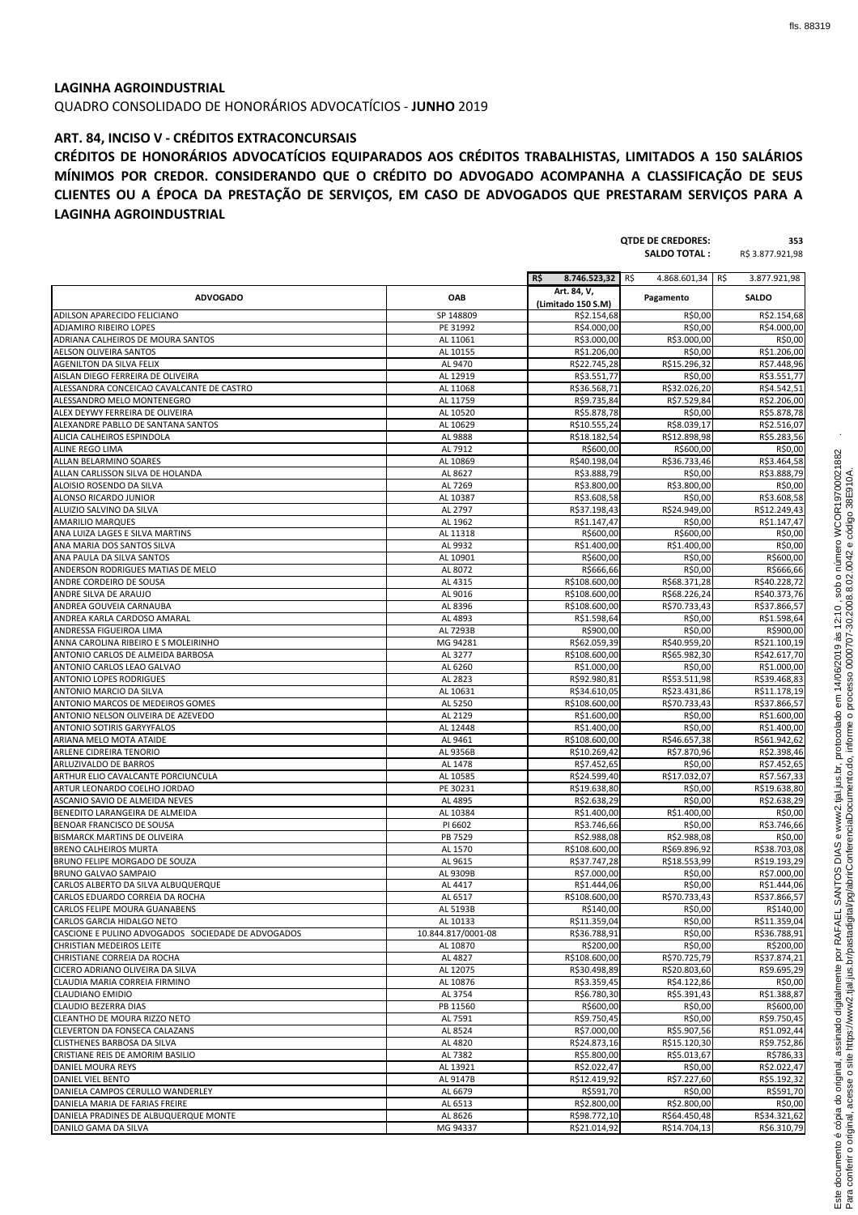**LAGINHA AGROINDUSTRIAL**

QUADRO CONSOLIDADO DE HONORÁRIOS ADVOCATÍCIOS - **JUNHO** 2019

**ART. 84, INCISO V - CRÉDITOS EXTRACONCURSAIS**

**CRÉDITOS DE HONORÁRIOS ADVOCATÍCIOS EQUIPARADOS AOS CRÉDITOS TRABALHISTAS, LIMITADOS A 150 SALÁRIOS MÍNIMOS POR CREDOR. CONSIDERANDO QUE O CRÉDITO DO ADVOGADO ACOMPANHA A CLASSIFICAÇÃO DE SEUS CLIENTES OU A ÉPOCA DA PRESTAÇÃO DE SERVIÇOS, EM CASO DE ADVOGADOS QUE PRESTARAM SERVIÇOS PARA A LAGINHA AGROINDUSTRIAL**

**QTDE DE CREDORES:** 353
**SALDO TOTAL :** R$ 3.877.921,98

| ADVOGADO | OAB | Art. 84, V, (Limitado 150 S.M) | Pagamento | SALDO |
|---|---|---|---|---|
| | | R$ 8.746.523,32 | R$ 4.868.601,34 | R$ 3.877.921,98 |
| ADILSON APARECIDO FELICIANO | SP 148809 | R$2.154,68 | R$0,00 | R$2.154,68 |
| ADJAMIRO RIBEIRO LOPES | PE 31992 | R$4.000,00 | R$0,00 | R$4.000,00 |
| ADRIANA CALHEIROS DE MOURA SANTOS | AL 11061 | R$3.000,00 | R$3.000,00 | R$0,00 |
| AELSON OLIVEIRA SANTOS | AL 10155 | R$1.206,00 | R$0,00 | R$1.206,00 |
| AGENILTON DA SILVA FELIX | AL 9470 | R$22.745,28 | R$15.296,32 | R$7.448,96 |
| AISLAN DIEGO FERREIRA DE OLIVEIRA | AL 12919 | R$3.551,77 | R$0,00 | R$3.551,77 |
| ALESSANDRA CONCEICAO CAVALCANTE DE CASTRO | AL 11068 | R$36.568,71 | R$32.026,20 | R$4.542,51 |
| ALESSANDRO MELO MONTENEGRO | AL 11759 | R$9.735,84 | R$7.529,84 | R$2.206,00 |
| ALEX DEYWY FERREIRA DE OLIVEIRA | AL 10520 | R$5.878,78 | R$0,00 | R$5.878,78 |
| ALEXANDRE PABLLO DE SANTANA SANTOS | AL 10629 | R$10.555,24 | R$8.039,17 | R$2.516,07 |
| ALICIA CALHEIROS ESPINDOLA | AL 9888 | R$18.182,54 | R$12.898,98 | R$5.283,56 |
| ALINE REGO LIMA | AL 7912 | R$600,00 | R$600,00 | R$0,00 |
| ALLAN BELARMINO SOARES | AL 10869 | R$40.198,04 | R$36.733,46 | R$3.464,58 |
| ALLAN CARLISSON SILVA DE HOLANDA | AL 8627 | R$3.888,79 | R$0,00 | R$3.888,79 |
| ALOISIO ROSENDO DA SILVA | AL 7269 | R$3.800,00 | R$3.800,00 | R$0,00 |
| ALONSO RICARDO JUNIOR | AL 10387 | R$3.608,58 | R$0,00 | R$3.608,58 |
| ALUIZIO SALVINO DA SILVA | AL 2797 | R$37.198,43 | R$24.949,00 | R$12.249,43 |
| AMARILIO MARQUES | AL 1962 | R$1.147,47 | R$0,00 | R$1.147,47 |
| ANA LUIZA LAGES E SILVA MARTINS | AL 11318 | R$600,00 | R$600,00 | R$0,00 |
| ANA MARIA DOS SANTOS SILVA | AL 9932 | R$1.400,00 | R$1.400,00 | R$0,00 |
| ANA PAULA DA SILVA SANTOS | AL 10901 | R$600,00 | R$0,00 | R$600,00 |
| ANDERSON RODRIGUES MATIAS DE MELO | AL 8072 | R$666,66 | R$0,00 | R$666,66 |
| ANDRE CORDEIRO DE SOUSA | AL 4315 | R$108.600,00 | R$68.371,28 | R$40.228,72 |
| ANDRE SILVA DE ARAUJO | AL 9016 | R$108.600,00 | R$68.226,24 | R$40.373,76 |
| ANDREA GOUVEIA CARNAUBA | AL 8396 | R$108.600,00 | R$70.733,43 | R$37.866,57 |
| ANDREA KARLA CARDOSO AMARAL | AL 4893 | R$1.598,64 | R$0,00 | R$1.598,64 |
| ANDRESSA FIGUEIROA LIMA | AL 7293B | R$900,00 | R$0,00 | R$900,00 |
| ANNA CAROLINA RIBEIRO E S MOLEIRINHO | MG 94281 | R$62.059,39 | R$40.959,20 | R$21.100,19 |
| ANTONIO CARLOS DE ALMEIDA BARBOSA | AL 3277 | R$108.600,00 | R$65.982,30 | R$42.617,70 |
| ANTONIO CARLOS LEAO GALVAO | AL 6260 | R$1.000,00 | R$0,00 | R$1.000,00 |
| ANTONIO LOPES RODRIGUES | AL 2823 | R$92.980,81 | R$53.511,98 | R$39.468,83 |
| ANTONIO MARCIO DA SILVA | AL 10631 | R$34.610,05 | R$23.431,86 | R$11.178,19 |
| ANTONIO MARCOS DE MEDEIROS GOMES | AL 5250 | R$108.600,00 | R$70.733,43 | R$37.866,57 |
| ANTONIO NELSON OLIVEIRA DE AZEVEDO | AL 2129 | R$1.600,00 | R$0,00 | R$1.600,00 |
| ANTONIO SOTIRIS GARYYFALOS | AL 12448 | R$1.400,00 | R$0,00 | R$1.400,00 |
| ARIANA MELO MOTA ATAIDE | AL 9461 | R$108.600,00 | R$46.657,38 | R$61.942,62 |
| ARLENE CIDREIRA TENORIO | AL 9356B | R$10.269,42 | R$7.870,96 | R$2.398,46 |
| ARLUZIVALDO DE BARROS | AL 1478 | R$7.452,65 | R$0,00 | R$7.452,65 |
| ARTHUR ELIO CAVALCANTE PORCIUNCULA | AL 10585 | R$24.599,40 | R$17.032,07 | R$7.567,33 |
| ARTUR LEONARDO COELHO JORDAO | PE 30231 | R$19.638,80 | R$0,00 | R$19.638,80 |
| ASCANIO SAVIO DE ALMEIDA NEVES | AL 4895 | R$2.638,29 | R$0,00 | R$2.638,29 |
| BENEDITO LARANGEIRA DE ALMEIDA | AL 10384 | R$1.400,00 | R$1.400,00 | R$0,00 |
| BENOAR FRANCISCO DE SOUSA | PI 6602 | R$3.746,66 | R$0,00 | R$3.746,66 |
| BISMARCK MARTINS DE OLIVEIRA | PB 7529 | R$2.988,08 | R$2.988,08 | R$0,00 |
| BRENO CALHEIROS MURTA | AL 1570 | R$108.600,00 | R$69.896,92 | R$38.703,08 |
| BRUNO FELIPE MORGADO DE SOUZA | AL 9615 | R$37.747,28 | R$18.553,99 | R$19.193,29 |
| BRUNO GALVAO SAMPAIO | AL 9309B | R$7.000,00 | R$0,00 | R$7.000,00 |
| CARLOS ALBERTO DA SILVA ALBUQUERQUE | AL 4417 | R$1.444,06 | R$0,00 | R$1.444,06 |
| CARLOS EDUARDO CORREIA DA ROCHA | AL 6517 | R$108.600,00 | R$70.733,43 | R$37.866,57 |
| CARLOS FELIPE MOURA GUANABENS | AL 5193B | R$140,00 | R$0,00 | R$140,00 |
| CARLOS GARCIA HIDALGO NETO | AL 10133 | R$11.359,04 | R$0,00 | R$11.359,04 |
| CASCIONE E PULINO ADVOGADOS SOCIEDADE DE ADVOGADOS | 10.844.817/0001-08 | R$36.788,91 | R$0,00 | R$36.788,91 |
| CHRISTIAN MEDEIROS LEITE | AL 10870 | R$200,00 | R$0,00 | R$200,00 |
| CHRISTIANE CORREIA DA ROCHA | AL 4827 | R$108.600,00 | R$70.725,79 | R$37.874,21 |
| CICERO ADRIANO OLIVEIRA DA SILVA | AL 12075 | R$30.498,89 | R$20.803,60 | R$9.695,29 |
| CLAUDIA MARIA CORREIA FIRMINO | AL 10876 | R$3.359,45 | R$4.122,86 | R$0,00 |
| CLAUDIANO EMIDIO | AL 3754 | R$6.780,30 | R$5.391,43 | R$1.388,87 |
| CLAUDIO BEZERRA DIAS | PB 11560 | R$600,00 | R$0,00 | R$600,00 |
| CLEANTHO DE MOURA RIZZO NETO | AL 7591 | R$9.750,45 | R$0,00 | R$9.750,45 |
| CLEVERTON DA FONSECA CALAZANS | AL 8524 | R$7.000,00 | R$5.907,56 | R$1.092,44 |
| CLISTHENES BARBOSA DA SILVA | AL 4820 | R$24.873,16 | R$15.120,30 | R$9.752,86 |
| CRISTIANE REIS DE AMORIM BASILIO | AL 7382 | R$5.800,00 | R$5.013,67 | R$786,33 |
| DANIEL MOURA REYS | AL 13921 | R$2.022,47 | R$0,00 | R$2.022,47 |
| DANIEL VIEL BENTO | AL 9147B | R$12.419,92 | R$7.227,60 | R$5.192,32 |
| DANIELA CAMPOS CERULLO WANDERLEY | AL 6679 | R$591,70 | R$0,00 | R$591,70 |
| DANIELA MARIA DE FARIAS FREIRE | AL 6513 | R$2.800,00 | R$2.800,00 | R$0,00 |
| DANIELA PRADINES DE ALBUQUERQUE MONTE | AL 8626 | R$98.772,10 | R$64.450,48 | R$34.321,62 |
| DANILO GAMA DA SILVA | MG 94337 | R$21.014,92 | R$14.704,13 | R$6.310,79 |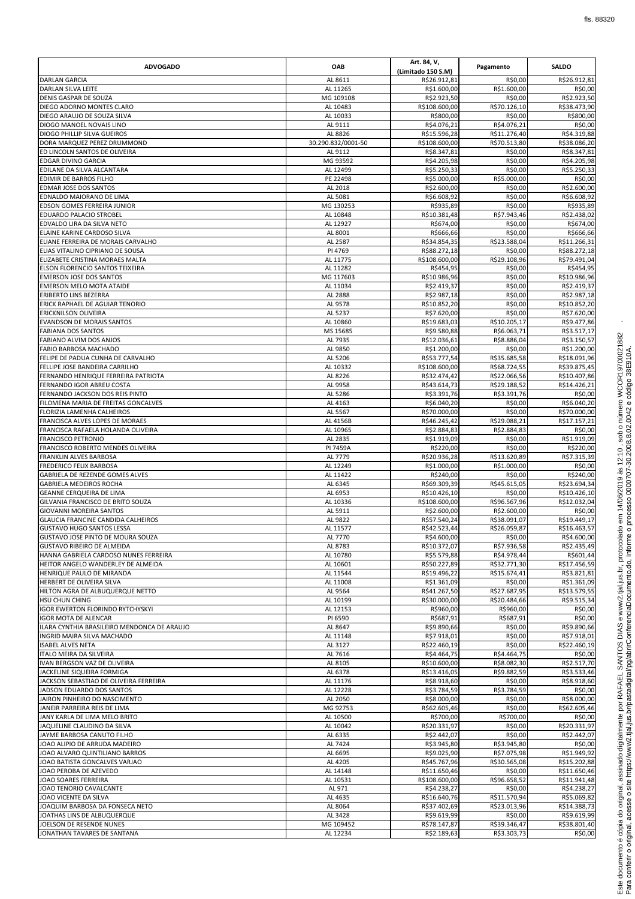| ADVOGADO | OAB | Art. 84, V, (Limitado 150 S.M) | Pagamento | SALDO |
|---|---|---|---|---|
| DARLAN GARCIA | AL 8611 | R$26.912,81 | R$0,00 | R$26.912,81 |
| DARLAN SILVA LEITE | AL 11265 | R$1.600,00 | R$1.600,00 | R$0,00 |
| DENIS GASPAR DE SOUZA | MG 109108 | R$2.923,50 | R$0,00 | R$2.923,50 |
| DIEGO ADORNO MONTES CLARO | AL 10483 | R$108.600,00 | R$70.126,10 | R$38.473,90 |
| DIEGO ARAUJO DE SOUZA SILVA | AL 10033 | R$800,00 | R$0,00 | R$800,00 |
| DIOGO MANOEL NOVAIS LINO | AL 9111 | R$4.076,21 | R$4.076,21 | R$0,00 |
| DIOGO PHILLIP SILVA GUEIROS | AL 8826 | R$15.596,28 | R$11.276,40 | R$4.319,88 |
| DORA MARQUEZ PEREZ DRUMMOND | 30.290.832/0001-50 | R$108.600,00 | R$70.513,80 | R$38.086,20 |
| ED LINCOLN SANTOS DE OLIVEIRA | AL 9112 | R$8.347,81 | R$0,00 | R$8.347,81 |
| EDGAR DIVINO GARCIA | MG 93592 | R$4.205,98 | R$0,00 | R$4.205,98 |
| EDILANE DA SILVA ALCANTARA | AL 12499 | R$5.250,33 | R$0,00 | R$5.250,33 |
| EDIMIR DE BARROS FILHO | PE 22498 | R$5.000,00 | R$5.000,00 | R$0,00 |
| EDMAR JOSE DOS SANTOS | AL 2018 | R$2.600,00 | R$0,00 | R$2.600,00 |
| EDNALDO MAIORANO DE LIMA | AL 5081 | R$6.608,92 | R$0,00 | R$6.608,92 |
| EDSON GOMES FERREIRA JUNIOR | MG 130253 | R$935,89 | R$0,00 | R$935,89 |
| EDUARDO PALACIO STROBEL | AL 10848 | R$10.381,48 | R$7.943,46 | R$2.438,02 |
| EDVALDO LIRA DA SILVA NETO | AL 12927 | R$674,00 | R$0,00 | R$674,00 |
| ELAINE KARINE CARDOSO SILVA | AL 8001 | R$666,66 | R$0,00 | R$666,66 |
| ELIANE FERREIRA DE MORAIS CARVALHO | AL 2587 | R$34.854,35 | R$23.588,04 | R$11.266,31 |
| ELIAS VITALINO CIPRIANO DE SOUSA | PI 4769 | R$88.272,18 | R$0,00 | R$88.272,18 |
| ELIZABETE CRISTINA MORAES MALTA | AL 11775 | R$108.600,00 | R$29.108,96 | R$79.491,04 |
| ELSON FLORENCIO SANTOS TEIXEIRA | AL 11282 | R$454,95 | R$0,00 | R$454,95 |
| EMERSON JOSE DOS SANTOS | MG 117603 | R$10.986,96 | R$0,00 | R$10.986,96 |
| EMERSON MELO MOTA ATAIDE | AL 11034 | R$2.419,37 | R$0,00 | R$2.419,37 |
| ERIBERTO LINS BEZERRA | AL 2888 | R$2.987,18 | R$0,00 | R$2.987,18 |
| ERICK RAPHAEL DE AGUIAR TENORIO | AL 9578 | R$10.852,20 | R$0,00 | R$10.852,20 |
| ERICKNILSON OLIVEIRA | AL 5237 | R$7.620,00 | R$0,00 | R$7.620,00 |
| EVANDSON DE MORAIS SANTOS | AL 10860 | R$19.683,03 | R$10.205,17 | R$9.477,86 |
| FABIANA DOS SANTOS | MS 15685 | R$9.580,88 | R$6.063,71 | R$3.517,17 |
| FABIANO ALVIM DOS ANJOS | AL 7935 | R$12.036,61 | R$8.886,04 | R$3.150,57 |
| FABIO BARBOSA MACHADO | AL 9850 | R$1.200,00 | R$0,00 | R$1.200,00 |
| FELIPE DE PADUA CUNHA DE CARVALHO | AL 5206 | R$53.777,54 | R$35.685,58 | R$18.091,96 |
| FELLIPE JOSE BANDEIRA CARRILHO | AL 10332 | R$108.600,00 | R$68.724,55 | R$39.875,45 |
| FERNANDO HENRIQUE FERREIRA PATRIOTA | AL 8226 | R$32.474,42 | R$22.066,56 | R$10.407,86 |
| FERNANDO IGOR ABREU COSTA | AL 9958 | R$43.614,73 | R$29.188,52 | R$14.426,21 |
| FERNANDO JACKSON DOS REIS PINTO | AL 5286 | R$3.391,76 | R$3.391,76 | R$0,00 |
| FILOMENA MARIA DE FREITAS GONCALVES | AL 4163 | R$6.040,20 | R$0,00 | R$6.040,20 |
| FLORIZIA LAMENHA CALHEIROS | AL 5567 | R$70.000,00 | R$0,00 | R$70.000,00 |
| FRANCISCA ALVES LOPES DE MORAES | AL 4156B | R$46.245,42 | R$29.088,21 | R$17.157,21 |
| FRANCISCA RAFAELA HOLANDA OLIVEIRA | AL 10965 | R$2.884,83 | R$2.884,83 | R$0,00 |
| FRANCISCO PETRONIO | AL 2835 | R$1.919,09 | R$0,00 | R$1.919,09 |
| FRANCISCO ROBERTO MENDES OLIVEIRA | PI 7459A | R$220,00 | R$0,00 | R$220,00 |
| FRANKLIN ALVES BARBOSA | AL 7779 | R$20.936,28 | R$13.620,89 | R$7.315,39 |
| FREDERICO FELIX BARBOSA | AL 12249 | R$1.000,00 | R$1.000,00 | R$0,00 |
| GABRIELA DE REZENDE GOMES ALVES | AL 11422 | R$240,00 | R$0,00 | R$240,00 |
| GABRIELA MEDEIROS ROCHA | AL 6345 | R$69.309,39 | R$45.615,05 | R$23.694,34 |
| GEANNE CERQUEIRA DE LIMA | AL 6953 | R$10.426,10 | R$0,00 | R$10.426,10 |
| GILVANIA FRANCISCO DE BRITO SOUZA | AL 10336 | R$108.600,00 | R$96.567,96 | R$12.032,04 |
| GIOVANNI MOREIRA SANTOS | AL 5911 | R$2.600,00 | R$2.600,00 | R$0,00 |
| GLAUCIA FRANCINE CANDIDA CALHEIROS | AL 9822 | R$57.540,24 | R$38.091,07 | R$19.449,17 |
| GUSTAVO HUGO SANTOS LESSA | AL 11577 | R$42.523,44 | R$26.059,87 | R$16.463,57 |
| GUSTAVO JOSE PINTO DE MOURA SOUZA | AL 7770 | R$4.600,00 | R$0,00 | R$4.600,00 |
| GUSTAVO RIBEIRO DE ALMEIDA | AL 8783 | R$10.372,07 | R$7.936,58 | R$2.435,49 |
| HANNA GABRIELA CARDOSO NUNES FERREIRA | AL 10780 | R$5.579,88 | R$4.978,44 | R$601,44 |
| HEITOR ANGELO WANDERLEY DE ALMEIDA | AL 10601 | R$50.227,89 | R$32.771,30 | R$17.456,59 |
| HENRIQUE PAULO DE MIRANDA | AL 11544 | R$19.496,22 | R$15.674,41 | R$3.821,81 |
| HERBERT DE OLIVEIRA SILVA | AL 11008 | R$1.361,09 | R$0,00 | R$1.361,09 |
| HILTON AGRA DE ALBUQUERQUE NETTO | AL 9564 | R$41.267,50 | R$27.687,95 | R$13.579,55 |
| HSU CHUN CHING | AL 10199 | R$30.000,00 | R$20.484,66 | R$9.515,34 |
| IGOR EWERTON FLORINDO RYTCHYSKYI | AL 12153 | R$960,00 | R$960,00 | R$0,00 |
| IGOR MOTA DE ALENCAR | PI 6590 | R$687,91 | R$687,91 | R$0,00 |
| ILARA CYNTHIA BRASILEIRO MENDONCA DE ARAUJO | AL 8647 | R$9.890,66 | R$0,00 | R$9.890,66 |
| INGRID MAIRA SILVA MACHADO | AL 11148 | R$7.918,01 | R$0,00 | R$7.918,01 |
| ISABEL ALVES NETA | AL 3127 | R$22.460,19 | R$0,00 | R$22.460,19 |
| ITALO MEIRA DA SILVEIRA | AL 7616 | R$4.464,75 | R$4.464,75 | R$0,00 |
| IVAN BERGSON VAZ DE OLIVEIRA | AL 8105 | R$10.600,00 | R$8.082,30 | R$2.517,70 |
| JACKELINE SIQUEIRA FORMIGA | AL 6378 | R$13.416,05 | R$9.882,59 | R$3.533,46 |
| JACKSON SEBASTIAO DE OLIVEIRA FERREIRA | AL 11176 | R$8.918,60 | R$0,00 | R$8.918,60 |
| JADSON EDUARDO DOS SANTOS | AL 12228 | R$3.784,59 | R$3.784,59 | R$0,00 |
| JAIRON PINHEIRO DO NASCIMENTO | AL 2050 | R$8.000,00 | R$0,00 | R$8.000,00 |
| JANEIR PARREIRA REIS DE LIMA | MG 92753 | R$62.605,46 | R$0,00 | R$62.605,46 |
| JANY KARLA DE LIMA MELO BRITO | AL 10500 | R$700,00 | R$700,00 | R$0,00 |
| JAQUELINE CLAUDINO DA SILVA | AL 10042 | R$20.331,97 | R$0,00 | R$20.331,97 |
| JAYME BARBOSA CANUTO FILHO | AL 6335 | R$2.442,07 | R$0,00 | R$2.442,07 |
| JOAO ALIPIO DE ARRUDA MADEIRO | AL 7424 | R$3.945,80 | R$3.945,80 | R$0,00 |
| JOAO ALVARO QUINTILIANO BARROS | AL 6695 | R$9.025,90 | R$7.075,98 | R$1.949,92 |
| JOAO BATISTA GONCALVES VARJAO | AL 4205 | R$45.767,96 | R$30.565,08 | R$15.202,88 |
| JOAO PEROBA DE AZEVEDO | AL 14148 | R$11.650,46 | R$0,00 | R$11.650,46 |
| JOAO SOARES FERREIRA | AL 10531 | R$108.600,00 | R$96.658,52 | R$11.941,48 |
| JOAO TENORIO CAVALCANTE | AL 971 | R$4.238,27 | R$0,00 | R$4.238,27 |
| JOAO VICENTE DA SILVA | AL 4635 | R$16.640,76 | R$11.570,94 | R$5.069,82 |
| JOAQUIM BARBOSA DA FONSECA NETO | AL 8064 | R$37.402,69 | R$23.013,96 | R$14.388,73 |
| JOATHAS LINS DE ALBUQUERQUE | AL 3428 | R$9.619,99 | R$0,00 | R$9.619,99 |
| JOELSON DE RESENDE NUNES | MG 109452 | R$78.147,87 | R$39.346,47 | R$38.801,40 |
| JONATHAN TAVARES DE SANTANA | AL 12234 | R$2.189,63 | R$3.303,73 | R$0,00 |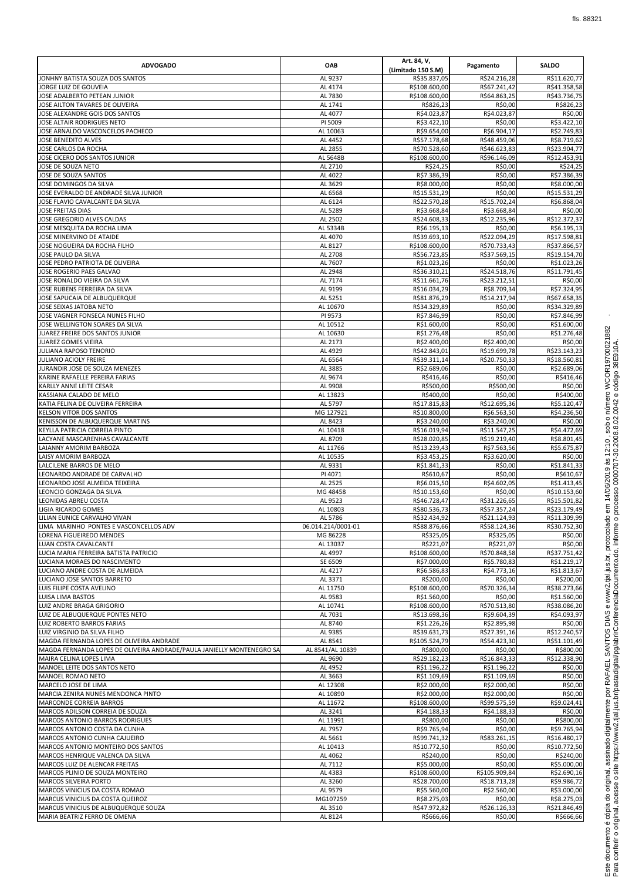| ADVOGADO | OAB | Art. 84, V, (Limitado 150 S.M) | Pagamento | SALDO |
|---|---|---|---|---|
| JONHNY BATISTA SOUZA DOS SANTOS | AL 9237 | R$35.837,05 | R$24.216,28 | R$11.620,77 |
| JORGE LUIZ DE GOUVEIA | AL 4174 | R$108.600,00 | R$67.241,42 | R$41.358,58 |
| JOSE ADALBERTO PETEAN JUNIOR | AL 7830 | R$108.600,00 | R$64.863,25 | R$43.736,75 |
| JOSE AILTON TAVARES DE OLIVEIRA | AL 1741 | R$826,23 | R$0,00 | R$826,23 |
| JOSE ALEXANDRE GOIS DOS SANTOS | AL 4077 | R$4.023,87 | R$4.023,87 | R$0,00 |
| JOSE ALTAIR RODRIGUES NETO | PI 5009 | R$3.422,10 | R$0,00 | R$3.422,10 |
| JOSE ARNALDO VASCONCELOS PACHECO | AL 10063 | R$9.654,00 | R$6.904,17 | R$2.749,83 |
| JOSE BENEDITO ALVES | AL 4452 | R$57.178,68 | R$48.459,06 | R$8.719,62 |
| JOSE CARLOS DA ROCHA | AL 2855 | R$70.528,60 | R$46.623,83 | R$23.904,77 |
| JOSE CICERO DOS SANTOS JUNIOR | AL 5648B | R$108.600,00 | R$96.146,09 | R$12.453,91 |
| JOSE DE SOUZA NETO | AL 2710 | R$24,25 | R$0,00 | R$24,25 |
| JOSE DE SOUZA SANTOS | AL 4022 | R$7.386,39 | R$0,00 | R$7.386,39 |
| JOSE DOMINGOS DA SILVA | AL 3629 | R$8.000,00 | R$0,00 | R$8.000,00 |
| JOSE EVERALDO DE ANDRADE SILVA JUNIOR | AL 6568 | R$15.531,29 | R$0,00 | R$15.531,29 |
| JOSE FLAVIO CAVALCANTE DA SILVA | AL 6124 | R$22.570,28 | R$15.702,24 | R$6.868,04 |
| JOSE FREITAS DIAS | AL 5289 | R$3.668,84 | R$3.668,84 | R$0,00 |
| JOSE GREGORIO ALVES CALDAS | AL 2502 | R$24.608,33 | R$12.235,96 | R$12.372,37 |
| JOSE MESQUITA DA ROCHA LIMA | AL 5334B | R$6.195,13 | R$0,00 | R$6.195,13 |
| JOSE MINERVINO DE ATAIDE | AL 4070 | R$39.693,10 | R$22.094,29 | R$17.598,81 |
| JOSE NOGUEIRA DA ROCHA FILHO | AL 8127 | R$108.600,00 | R$70.733,43 | R$37.866,57 |
| JOSE PAULO DA SILVA | AL 2708 | R$56.723,85 | R$37.569,15 | R$19.154,70 |
| JOSE PEDRO PATRIOTA DE OLIVEIRA | AL 7607 | R$1.023,26 | R$0,00 | R$1.023,26 |
| JOSE ROGERIO PAES GALVAO | AL 2948 | R$36.310,21 | R$24.518,76 | R$11.791,45 |
| JOSE RONALDO VIEIRA DA SILVA | AL 7174 | R$11.661,76 | R$23.212,51 | R$0,00 |
| JOSE RUBENS FERREIRA DA SILVA | AL 9199 | R$16.034,29 | R$8.709,34 | R$7.324,95 |
| JOSE SAPUCAIA DE ALBUQUERQUE | AL 5251 | R$81.876,29 | R$14.217,94 | R$67.658,35 |
| JOSE SEIXAS JATOBA NETO | AL 10670 | R$34.329,89 | R$0,00 | R$34.329,89 |
| JOSE VAGNER FONSECA NUNES FILHO | PI 9573 | R$7.846,99 | R$0,00 | R$7.846,99 |
| JOSE WELLINGTON SOARES DA SILVA | AL 10512 | R$1.600,00 | R$0,00 | R$1.600,00 |
| JUAREZ FREIRE DOS SANTOS JUNIOR | AL 10630 | R$1.276,48 | R$0,00 | R$1.276,48 |
| JUAREZ GOMES VIEIRA | AL 2173 | R$2.400,00 | R$2.400,00 | R$0,00 |
| JULIANA RAPOSO TENORIO | AL 4929 | R$42.843,01 | R$19.699,78 | R$23.143,23 |
| JULIANO ACIOLY FREIRE | AL 6564 | R$39.311,14 | R$20.750,33 | R$18.560,81 |
| JURANDIR JOSE DE SOUZA MENEZES | AL 3885 | R$2.689,06 | R$0,00 | R$2.689,06 |
| KARINE RAFAELLE PEREIRA FARIAS | AL 9674 | R$416,46 | R$0,00 | R$416,46 |
| KARLLY ANNE LEITE CESAR | AL 9908 | R$500,00 | R$500,00 | R$0,00 |
| KASSIANA CALADO DE MELO | AL 13823 | R$400,00 | R$0,00 | R$400,00 |
| KATIA FELINA DE OLIVEIRA FERREIRA | AL 5797 | R$17.815,83 | R$12.695,36 | R$5.120,47 |
| KELSON VITOR DOS SANTOS | MG 127921 | R$10.800,00 | R$6.563,50 | R$4.236,50 |
| KENISSON DE ALBUQUERQUE MARTINS | AL 8423 | R$3.240,00 | R$3.240,00 | R$0,00 |
| KEYLLA PATRICIA CORREIA PINTO | AL 10418 | R$16.019,94 | R$11.547,25 | R$4.472,69 |
| LACYANE MASCARENHAS CAVALCANTE | AL 8709 | R$28.020,85 | R$19.219,40 | R$8.801,45 |
| LAIANNY AMORIM BARBOZA | AL 11766 | R$13.239,43 | R$7.563,56 | R$5.675,87 |
| LAISY AMORIM BARBOZA | AL 10535 | R$3.453,25 | R$3.620,00 | R$0,00 |
| LALCILENE BARROS DE MELO | AL 9331 | R$1.841,33 | R$0,00 | R$1.841,33 |
| LEONARDO ANDRADE DE CARVALHO | PI 4071 | R$610,67 | R$0,00 | R$610,67 |
| LEONARDO JOSE ALMEIDA TEIXEIRA | AL 2525 | R$6.015,50 | R$4.602,05 | R$1.413,45 |
| LEONCIO GONZAGA DA SILVA | MG 48458 | R$10.153,60 | R$0,00 | R$10.153,60 |
| LEONIDAS ABREU COSTA | AL 9523 | R$46.728,47 | R$31.226,65 | R$15.501,82 |
| LIGIA RICARDO GOMES | AL 10803 | R$80.536,73 | R$57.357,24 | R$23.179,49 |
| LILIAN EUNICE CARVALHO VIVAN | AL 5786 | R$32.434,92 | R$21.124,93 | R$11.309,99 |
| LIMA MARINHO PONTES E VASCONCELLOS ADV | 06.014.214/0001-01 | R$88.876,66 | R$58.124,36 | R$30.752,30 |
| LORENA FIGUEIREDO MENDES | MG 86228 | R$325,05 | R$325,05 | R$0,00 |
| LUAN COSTA CAVALCANTE | AL 13037 | R$221,07 | R$221,07 | R$0,00 |
| LUCIA MARIA FERREIRA BATISTA PATRICIO | AL 4997 | R$108.600,00 | R$70.848,58 | R$37.751,42 |
| LUCIANA MORAES DO NASCIMENTO | SE 6509 | R$7.000,00 | R$5.780,83 | R$1.219,17 |
| LUCIANO ANDRE COSTA DE ALMEIDA | AL 4217 | R$6.586,83 | R$4.773,16 | R$1.813,67 |
| LUCIANO JOSE SANTOS BARRETO | AL 3371 | R$200,00 | R$0,00 | R$200,00 |
| LUIS FILIPE COSTA AVELINO | AL 11750 | R$108.600,00 | R$70.326,34 | R$38.273,66 |
| LUISA LIMA BASTOS | AL 9583 | R$1.560,00 | R$0,00 | R$1.560,00 |
| LUIZ ANDRE BRAGA GRIGORIO | AL 10741 | R$108.600,00 | R$70.513,80 | R$38.086,20 |
| LUIZ DE ALBUQUERQUE PONTES NETO | AL 7031 | R$13.698,36 | R$9.604,39 | R$4.093,97 |
| LUIZ ROBERTO BARROS FARIAS | AL 8740 | R$1.226,26 | R$2.895,98 | R$0,00 |
| LUIZ VIRGINIO DA SILVA FILHO | AL 9385 | R$39.631,73 | R$27.391,16 | R$12.240,57 |
| MAGDA FERNANDA LOPES DE OLIVEIRA ANDRADE | AL 8541 | R$105.524,79 | R$54.423,30 | R$51.101,49 |
| MAGDA FERNANDA LOPES DE OLIVEIRA ANDRADE/PAULA JANIELLY MONTENEGRO SA | AL 8541/AL 10839 | R$800,00 | R$0,00 | R$800,00 |
| MAIRA CELINA LOPES LIMA | AL 9690 | R$29.182,23 | R$16.843,33 | R$12.338,90 |
| MANOEL LEITE DOS SANTOS NETO | AL 4952 | R$1.196,22 | R$1.196,22 | R$0,00 |
| MANOEL ROMAO NETO | AL 3663 | R$1.109,69 | R$1.109,69 | R$0,00 |
| MARCELO JOSE DE LIMA | AL 12308 | R$2.000,00 | R$2.000,00 | R$0,00 |
| MARCIA ZENIRA NUNES MENDONCA PINTO | AL 10890 | R$2.000,00 | R$2.000,00 | R$0,00 |
| MARCONDE CORREIA BARROS | AL 11672 | R$108.600,00 | R$99.575,59 | R$9.024,41 |
| MARCOS ADILSON CORREIA DE SOUZA | AL 3241 | R$4.188,33 | R$4.188,33 | R$0,00 |
| MARCOS ANTONIO BARROS RODRIGUES | AL 11991 | R$800,00 | R$0,00 | R$800,00 |
| MARCOS ANTONIO COSTA DA CUNHA | AL 7957 | R$9.765,94 | R$0,00 | R$9.765,94 |
| MARCOS ANTONIO CUNHA CAJUEIRO | AL 5661 | R$99.741,32 | R$83.261,15 | R$16.480,17 |
| MARCOS ANTONIO MONTEIRO DOS SANTOS | AL 10413 | R$10.772,50 | R$0,00 | R$10.772,50 |
| MARCOS HENRIQUE VALENCA DA SILVA | AL 4062 | R$240,00 | R$0,00 | R$240,00 |
| MARCOS LUIZ DE ALENCAR FREITAS | AL 7112 | R$5.000,00 | R$0,00 | R$5.000,00 |
| MARCOS PLINIO DE SOUZA MONTEIRO | AL 4383 | R$108.600,00 | R$105.909,84 | R$2.690,16 |
| MARCOS SILVEIRA PORTO | AL 3260 | R$28.700,00 | R$18.713,28 | R$9.986,72 |
| MARCOS VINICIUS DA COSTA ROMAO | AL 9579 | R$5.560,00 | R$2.560,00 | R$3.000,00 |
| MARCUS VINICIUS DA COSTA QUEIROZ | MG107259 | R$8.275,03 | R$0,00 | R$8.275,03 |
| MARCUS VINICIUS DE ALBUQUERQUE SOUZA | AL 3510 | R$47.972,82 | R$26.126,33 | R$21.846,49 |
| MARIA BEATRIZ FERRO DE OMENA | AL 8124 | R$666,66 | R$0,00 | R$666,66 |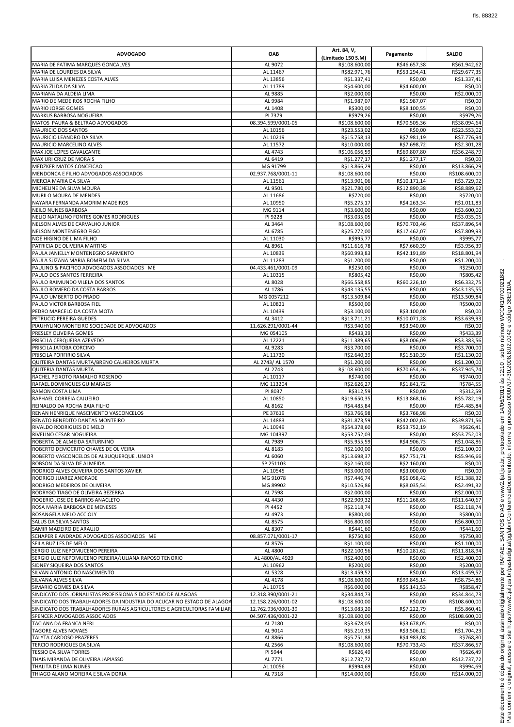| ADVOGADO | OAB | Art. 84, V, (Limitado 150 S.M) | Pagamento | SALDO |
|---|---|---|---|---|
| MARIA DE FATIMA MARQUES GONCALVES | AL 9072 | R$108.600,00 | R$46.657,38 | R$61.942,62 |
| MARIA DE LOURDES DA SILVA | AL 11467 | R$82.971,76 | R$53.294,41 | R$29.677,35 |
| MARIA LUISA MENEZES COSTA ALVES | AL 13856 | R$1.337,41 | R$0,00 | R$1.337,41 |
| MARIA ZILDA DA SILVA | AL 11789 | R$4.600,00 | R$4.600,00 | R$0,00 |
| MARIANA DA ALDEIA LIMA | AL 9885 | R$2.000,00 | R$0,00 | R$2.000,00 |
| MARIO DE MEDEIROS ROCHA FILHO | AL 9984 | R$1.987,07 | R$1.987,07 | R$0,00 |
| MARIO JORGE GOMES | AL 1408 | R$300,00 | R$8.100,55 | R$0,00 |
| MARKUS BARBOSA NOGUEIRA | PI 7379 | R$979,26 | R$0,00 | R$979,26 |
| MATOS PAURA & BELTRAO ADVOGADOS | 08.394.599/0001-05 | R$108.600,00 | R$70.505,36 | R$38.094,64 |
| MAURICIO DOS SANTOS | AL 10156 | R$23.553,02 | R$0,00 | R$23.553,02 |
| MAURICIO LEANDRO DA SILVA | AL 10219 | R$15.758,13 | R$7.981,19 | R$7.776,94 |
| MAURICIO MARCELINO ALVES | AL 11572 | R$10.000,00 | R$7.698,72 | R$2.301,28 |
| MAX JOE LOPES CAVALCANTE | AL 4743 | R$106.056,59 | R$69.807,80 | R$36.248,79 |
| MAX URI CRUZ DE MORAIS | AL 6419 | R$1.277,17 | R$1.277,17 | R$0,00 |
| MEDZKER MATOS CONCEICAO | MG 91799 | R$13.866,29 | R$0,00 | R$13.866,29 |
| MENDONCA E FILHO ADVOGADOS ASSOCIADOS | 02.937.768/0001-11 | R$108.600,00 | R$0,00 | R$108.600,00 |
| MERCIA MARIA DA SILVA | AL 11561 | R$13.901,06 | R$10.171,14 | R$3.729,92 |
| MICHELINE DA SILVA MOURA | AL 9501 | R$21.780,00 | R$12.890,38 | R$8.889,62 |
| MURILO MOURA DE MENDES | AL 11686 | R$720,00 | R$0,00 | R$720,00 |
| NAYARA FERNANDA AMORIM MADEIROS | AL 10950 | R$5.275,17 | R$4.263,34 | R$1.011,83 |
| NEILO NUNES BARBOSA | MG 9114 | R$3.600,00 | R$0,00 | R$3.600,00 |
| NELIO NATALINO FONTES GOMES RODRIGUES | PI 9228 | R$3.035,05 | R$0,00 | R$3.035,05 |
| NELSON ALVES DE CARVALHO JUNIOR | AL 3464 | R$108.600,00 | R$70.703,46 | R$37.896,54 |
| NELSON MONTENEGRO FIGO | AL 6785 | R$25.272,00 | R$17.462,07 | R$7.809,93 |
| NOE HIGINO DE LIMA FILHO | AL 11030 | R$995,77 | R$0,00 | R$995,77 |
| PATRICIA DE OLIVEIRA MARTINS | AL 8961 | R$11.616,78 | R$7.660,39 | R$3.956,39 |
| PAULA JANIELLY MONTENEGRO SARMENTO | AL 10839 | R$60.993,83 | R$42.191,89 | R$18.801,94 |
| PAULA SUZANA MARIA BOMFIM DA SILVA | AL 11283 | R$1.200,00 | R$0,00 | R$1.200,00 |
| PAULINO & PACIFICO ADVOGADOS ASSOCIADOS ME | 04.433.461/0001-09 | R$250,00 | R$0,00 | R$250,00 |
| PAULO DOS SANTOS FERREIRA | AL 10315 | R$805,42 | R$0,00 | R$805,42 |
| PAULO RAIMUNDO VILELA DOS SANTOS | AL 8028 | R$66.558,85 | R$60.226,10 | R$6.332,75 |
| PAULO ROMERO DA COSTA BARROS | AL 1786 | R$43.135,55 | R$0,00 | R$43.135,55 |
| PAULO UMBERTO DO PRADO | MG 0057212 | R$13.509,84 | R$0,00 | R$13.509,84 |
| PAULO VICTOR BARBOSA FIEL | AL 10821 | R$500,00 | R$0,00 | R$500,00 |
| PEDRO MARCELO DA COSTA MOTA | AL 10439 | R$3.100,00 | R$3.100,00 | R$0,00 |
| PETRUCIO PEREIRA GUEDES | AL 3412 | R$13.711,21 | R$10.071,28 | R$3.639,93 |
| PIAUHYLINO MONTEIRO SOCIEDADE DE ADVOGADOS | 11.626.291/0001-44 | R$3.940,00 | R$3.940,00 | R$0,00 |
| PRESLEY OLIVEIRA GOMES | MG 054105 | R$433,39 | R$0,00 | R$433,39 |
| PRISCILA CERQUEIRA AZEVEDO | AL 12221 | R$11.389,65 | R$8.006,09 | R$3.383,56 |
| PRISCILA JATOBA CORCINO | AL 9283 | R$3.700,00 | R$0,00 | R$3.700,00 |
| PRISCILA PORFIRIO SILVA | AL 11730 | R$2.640,39 | R$1.510,39 | R$1.130,00 |
| QUITEIRA DANTAS MURTA/BRENO CALHEIROS MURTA | AL 2743/ AL 1570 | R$1.200,00 | R$0,00 | R$1.200,00 |
| QUITERIA DANTAS MURTA | AL 2743 | R$108.600,00 | R$70.654,26 | R$37.945,74 |
| RACHEL PEIXOTO RAMALHO ROSENDO | AL 10117 | R$740,00 | R$0,00 | R$740,00 |
| RAFAEL DOMINGUES GUIMARAES | MG 113204 | R$2.626,27 | R$1.841,72 | R$784,55 |
| RAMON COSTA LIMA | PI 8037 | R$312,59 | R$0,00 | R$312,59 |
| RAPHAEL CORREIA CAJUEIRO | AL 10850 | R$19.650,35 | R$13.868,16 | R$5.782,19 |
| REINALDO DA ROCHA BAIA FILHO | AL 8162 | R$4.485,84 | R$0,00 | R$4.485,84 |
| RENAN HENRIQUE NASCIMENTO VASCONCELOS | PE 37619 | R$3.766,98 | R$3.766,98 | R$0,00 |
| RENATO BENEDITO DANTAS MONTEIRO | AL 14883 | R$81.873,59 | R$42.002,03 | R$39.871,56 |
| RIVALDO RODRIGUES DE MELO | AL 10949 | R$54.378,60 | R$53.752,19 | R$626,41 |
| RIVELINO CESAR NOGUEIRA | MG 104397 | R$53.752,03 | R$0,00 | R$53.752,03 |
| ROBERTA DE ALMEIDA SATURNINO | AL 7989 | R$5.955,59 | R$4.906,73 | R$1.048,86 |
| ROBERTO DEMOCRITO CHAVES DE OLIVEIRA | AL 8183 | R$2.100,00 | R$0,00 | R$2.100,00 |
| ROBERTO VASCONCELOS DE ALBUQUERQUE JUNIOR | AL 6060 | R$13.698,37 | R$7.751,71 | R$5.946,66 |
| ROBSON DA SILVA DE ALMEIDA | SP 251103 | R$2.160,00 | R$2.160,00 | R$0,00 |
| RODRIGO ALVES OLIVEIRA DOS SANTOS XAVIER | AL 10545 | R$3.000,00 | R$3.000,00 | R$0,00 |
| RODRIGO JUAREZ ANDRADE | MG 91078 | R$7.446,74 | R$6.058,42 | R$1.388,32 |
| RODRIGO MEDEIROS DE OLIVEIRA | MG 89902 | R$10.526,86 | R$8.035,54 | R$2.491,32 |
| RODRYGO TIAGO DE OLIVEIRA BEZERRA | AL 7598 | R$2.000,00 | R$0,00 | R$2.000,00 |
| ROGERIO JOSE DE BARROS ANACLETO | AL 4430 | R$22.909,32 | R$11.268,65 | R$11.640,67 |
| ROSA MARIA BARBOSA DE MENESES | PI 4452 | R$2.118,74 | R$0,00 | R$2.118,74 |
| ROSANGELA MELO ACCIOLY | AL 4973 | R$800,00 | R$0,00 | R$800,00 |
| SALUS DA SILVA SANTOS | AL 8575 | R$6.800,00 | R$0,00 | R$6.800,00 |
| SAMIR MADEIRO DE ARAUJO | AL 8307 | R$441,60 | R$0,00 | R$441,60 |
| SCHAPER E ANDRADE ADVOGADOS ASSOCIADOS ME | 08.857.071/0001-17 | R$750,80 | R$0,00 | R$750,80 |
| SEILA BUZILES DE MELO | AL 8576 | R$1.100,00 | R$0,00 | R$1.100,00 |
| SERGIO LUIZ NEPOMUCENO PEREIRA | AL 4800 | R$22.100,56 | R$10.281,62 | R$11.818,94 |
| SERGIO LUIZ NEPOMUCENO PEREIRA/JULIANA RAPOSO TENORIO | AL 4800/AL 4929 | R$2.400,00 | R$0,00 | R$2.400,00 |
| SIDNEY SIQUEIRA DOS SANTOS | AL 10962 | R$200,00 | R$0,00 | R$200,00 |
| SILVAN ANTONIO DO NASCIMENTO | AL 5328 | R$13.459,52 | R$0,00 | R$13.459,52 |
| SILVANA ALVES SILVA | AL 4178 | R$108.600,00 | R$99.845,14 | R$8.754,86 |
| SIMARIO GOMES DA SILVA | AL 10795 | R$6.000,00 | R$5.141,53 | R$858,47 |
| SINDICATO DOS JORNALISTAS PROFISSIONAIS DO ESTADO DE ALAGOAS | 12.318.390/0001-21 | R$34.844,73 | R$0,00 | R$34.844,73 |
| SINDICATO DOS TRABALHADORES DA INDUSTRIA DO ACUCAR NO ESTADO DE ALAGOA | 12.158.226/0001-02 | R$108.600,00 | R$0,00 | R$108.600,00 |
| SINDICATO DOS TRABALHADORES RURAIS AGRICULTORES E AGRICULTORAS FAMILIAR | 12.762.936/0001-39 | R$13.083,20 | R$7.222,79 | R$5.860,41 |
| SPENCER ADVOGADOS ASSOCIADOS | 04.507.436/0001-22 | R$108.600,00 | R$0,00 | R$108.600,00 |
| TACIANA DA FRANCA NERI | AL 7180 | R$3.678,05 | R$3.678,05 | R$0,00 |
| TAGORE ALVES NOVAES | AL 9014 | R$5.210,35 | R$3.506,12 | R$1.704,23 |
| TALYTA CARDOSO PRAZERES | AL 8866 | R$5.751,88 | R$4.983,08 | R$768,80 |
| TERCIO RODRIGUES DA SILVA | AL 2566 | R$108.600,00 | R$70.733,43 | R$37.866,57 |
| TESSIO DA SILVA TORRES | PI 5944 | R$626,49 | R$0,00 | R$626,49 |
| THAIS MIRANDA DE OLIVEIRA JAPIASSO | AL 7771 | R$12.737,72 | R$0,00 | R$12.737,72 |
| THALITA DE LIMA NUNES | AL 10056 | R$994,69 | R$0,00 | R$994,69 |
| THIAGO ALANO MOREIRA E SILVA DORIA | AL 7318 | R$14.000,00 | R$0,00 | R$14.000,00 |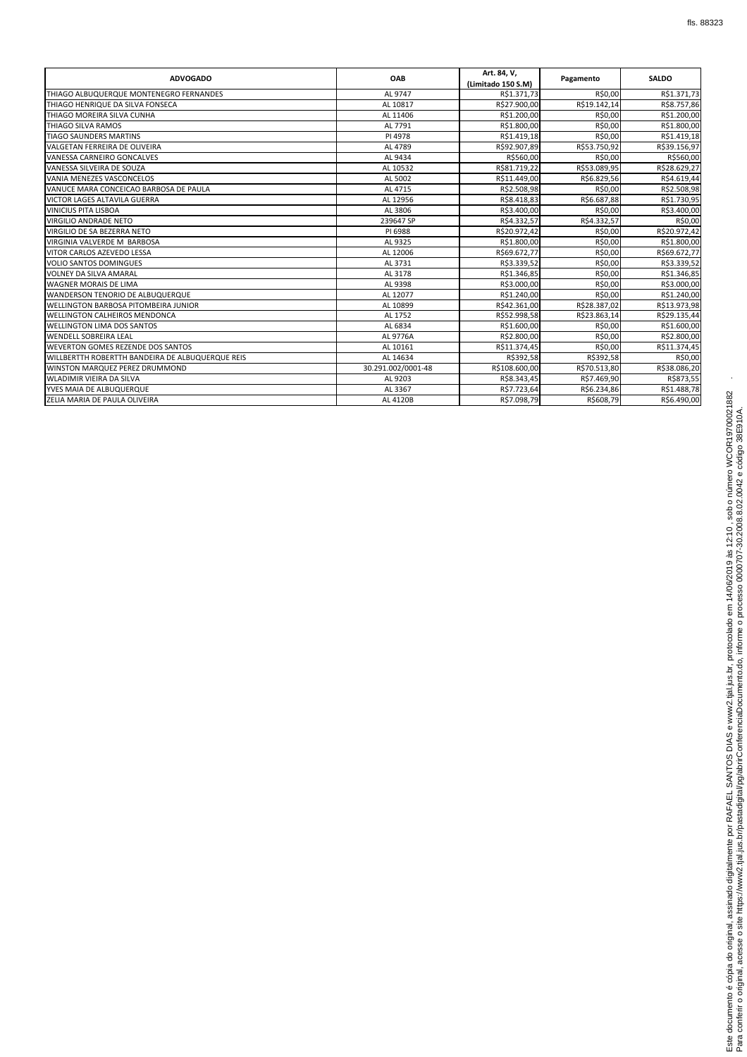| ADVOGADO | OAB | Art. 84, V, (Limitado 150 S.M) | Pagamento | SALDO |
|---|---|---|---|---|
| THIAGO ALBUQUERQUE MONTENEGRO FERNANDES | AL 9747 | R$1.371,73 | R$0,00 | R$1.371,73 |
| THIAGO HENRIQUE DA SILVA FONSECA | AL 10817 | R$27.900,00 | R$19.142,14 | R$8.757,86 |
| THIAGO MOREIRA SILVA CUNHA | AL 11406 | R$1.200,00 | R$0,00 | R$1.200,00 |
| THIAGO SILVA RAMOS | AL 7791 | R$1.800,00 | R$0,00 | R$1.800,00 |
| TIAGO SAUNDERS MARTINS | PI 4978 | R$1.419,18 | R$0,00 | R$1.419,18 |
| VALGETAN FERREIRA DE OLIVEIRA | AL 4789 | R$92.907,89 | R$53.750,92 | R$39.156,97 |
| VANESSA CARNEIRO GONCALVES | AL 9434 | R$560,00 | R$0,00 | R$560,00 |
| VANESSA SILVEIRA DE SOUZA | AL 10532 | R$81.719,22 | R$53.089,95 | R$28.629,27 |
| VANIA MENEZES VASCONCELOS | AL 5002 | R$11.449,00 | R$6.829,56 | R$4.619,44 |
| VANUCE MARA CONCEICAO BARBOSA DE PAULA | AL 4715 | R$2.508,98 | R$0,00 | R$2.508,98 |
| VICTOR LAGES ALTAVILA GUERRA | AL 12956 | R$8.418,83 | R$6.687,88 | R$1.730,95 |
| VINICIUS PITA LISBOA | AL 3806 | R$3.400,00 | R$0,00 | R$3.400,00 |
| VIRGILIO ANDRADE NETO | 239647 SP | R$4.332,57 | R$4.332,57 | R$0,00 |
| VIRGILIO DE SA BEZERRA NETO | PI 6988 | R$20.972,42 | R$0,00 | R$20.972,42 |
| VIRGINIA VALVERDE M BARBOSA | AL 9325 | R$1.800,00 | R$0,00 | R$1.800,00 |
| VITOR CARLOS AZEVEDO LESSA | AL 12006 | R$69.672,77 | R$0,00 | R$69.672,77 |
| VOLIO SANTOS DOMINGUES | AL 3731 | R$3.339,52 | R$0,00 | R$3.339,52 |
| VOLNEY DA SILVA AMARAL | AL 3178 | R$1.346,85 | R$0,00 | R$1.346,85 |
| WAGNER MORAIS DE LIMA | AL 9398 | R$3.000,00 | R$0,00 | R$3.000,00 |
| WANDERSON TENORIO DE ALBUQUERQUE | AL 12077 | R$1.240,00 | R$0,00 | R$1.240,00 |
| WELLINGTON BARBOSA PITOMBEIRA JUNIOR | AL 10899 | R$42.361,00 | R$28.387,02 | R$13.973,98 |
| WELLINGTON CALHEIROS MENDONCA | AL 1752 | R$52.998,58 | R$23.863,14 | R$29.135,44 |
| WELLINGTON LIMA DOS SANTOS | AL 6834 | R$1.600,00 | R$0,00 | R$1.600,00 |
| WENDELL SOBREIRA LEAL | AL 9776A | R$2.800,00 | R$0,00 | R$2.800,00 |
| WEVERTON GOMES REZENDE DOS SANTOS | AL 10161 | R$11.374,45 | R$0,00 | R$11.374,45 |
| WILLBERTTH ROBERTTH BANDEIRA DE ALBUQUERQUE REIS | AL 14634 | R$392,58 | R$392,58 | R$0,00 |
| WINSTON MARQUEZ PEREZ DRUMMOND | 30.291.002/0001-48 | R$108.600,00 | R$70.513,80 | R$38.086,20 |
| WLADIMIR VIEIRA DA SILVA | AL 9203 | R$8.343,45 | R$7.469,90 | R$873,55 |
| YVES MAIA DE ALBUQUERQUE | AL 3367 | R$7.723,64 | R$6.234,86 | R$1.488,78 |
| ZELIA MARIA DE PAULA OLIVEIRA | AL 4120B | R$7.098,79 | R$608,79 | R$6.490,00 |

Este documento é cópia do original, assinado digitalmente por RAFAEL SANTOS DIAS e www2.tjal.jus.br, protocolado em 14/06/2019 às 12:10 , sob o número WCOR19700021882 Para conferir o original, acesse o site https://www2.tjal.jus.br/pastadigital/pg/abrirConferenciaDocumento.do, informe o processo 0000707-30.2008.8.02.0042 e código 38E910A.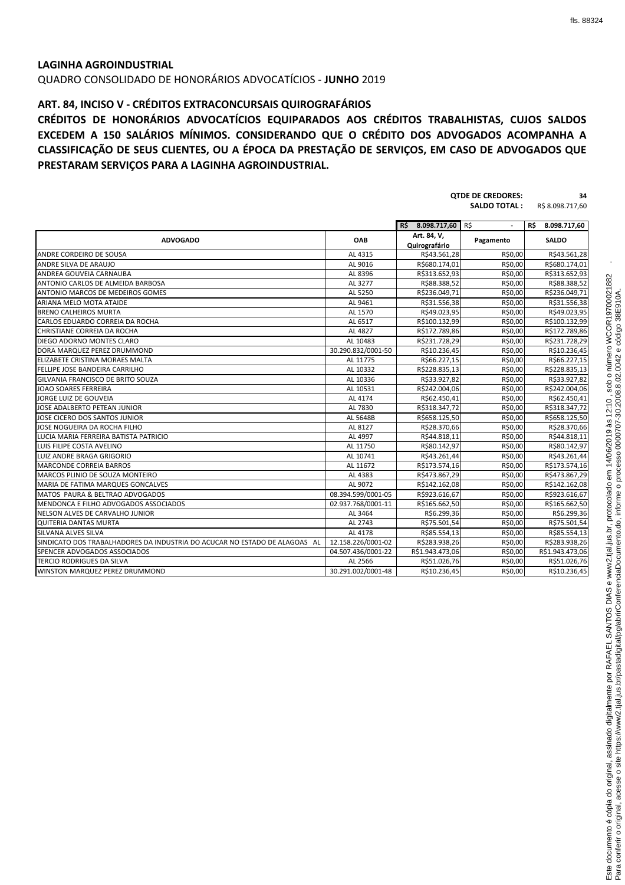**LAGINHA AGROINDUSTRIAL**

QUADRO CONSOLIDADO DE HONORÁRIOS ADVOCATÍCIOS - **JUNHO** 2019

## ART. 84, INCISO V - CRÉDITOS EXTRACONCURSAIS QUIROGRAFÁRIOS

**CRÉDITOS DE HONORÁRIOS ADVOCATÍCIOS EQUIPARADOS AOS CRÉDITOS TRABALHISTAS, CUJOS SALDOS EXCEDEM A 150 SALÁRIOS MÍNIMOS. CONSIDERANDO QUE O CRÉDITO DOS ADVOGADOS ACOMPANHA A CLASSIFICAÇÃO DE SEUS CLIENTES, OU A ÉPOCA DA PRESTAÇÃO DE SERVIÇOS, EM CASO DE ADVOGADOS QUE PRESTARAM SERVIÇOS PARA A LAGINHA AGROINDUSTRIAL.**

**QTDE DE CREDORES:** 34
**SALDO TOTAL :** R$ 8.098.717,60

| ADVOGADO | OAB | Art. 84, V, Quirografário | Pagamento | SALDO |
|---|---|---|---|---|
| | | R$ 8.098.717,60 | R$ - | R$ 8.098.717,60 |
| ANDRE CORDEIRO DE SOUSA | AL 4315 | R$43.561,28 | R$0,00 | R$43.561,28 |
| ANDRE SILVA DE ARAUJO | AL 9016 | R$680.174,01 | R$0,00 | R$680.174,01 |
| ANDREA GOUVEIA CARNAUBA | AL 8396 | R$313.652,93 | R$0,00 | R$313.652,93 |
| ANTONIO CARLOS DE ALMEIDA BARBOSA | AL 3277 | R$88.388,52 | R$0,00 | R$88.388,52 |
| ANTONIO MARCOS DE MEDEIROS GOMES | AL 5250 | R$236.049,71 | R$0,00 | R$236.049,71 |
| ARIANA MELO MOTA ATAIDE | AL 9461 | R$31.556,38 | R$0,00 | R$31.556,38 |
| BRENO CALHEIROS MURTA | AL 1570 | R$49.023,95 | R$0,00 | R$49.023,95 |
| CARLOS EDUARDO CORREIA DA ROCHA | AL 6517 | R$100.132,99 | R$0,00 | R$100.132,99 |
| CHRISTIANE CORREIA DA ROCHA | AL 4827 | R$172.789,86 | R$0,00 | R$172.789,86 |
| DIEGO ADORNO MONTES CLARO | AL 10483 | R$231.728,29 | R$0,00 | R$231.728,29 |
| DORA MARQUEZ PEREZ DRUMMOND | 30.290.832/0001-50 | R$10.236,45 | R$0,00 | R$10.236,45 |
| ELIZABETE CRISTINA MORAES MALTA | AL 11775 | R$66.227,15 | R$0,00 | R$66.227,15 |
| FELLIPE JOSE BANDEIRA CARRILHO | AL 10332 | R$228.835,13 | R$0,00 | R$228.835,13 |
| GILVANIA FRANCISCO DE BRITO SOUZA | AL 10336 | R$33.927,82 | R$0,00 | R$33.927,82 |
| JOAO SOARES FERREIRA | AL 10531 | R$242.004,06 | R$0,00 | R$242.004,06 |
| JORGE LUIZ DE GOUVEIA | AL 4174 | R$62.450,41 | R$0,00 | R$62.450,41 |
| JOSE ADALBERTO PETEAN JUNIOR | AL 7830 | R$318.347,72 | R$0,00 | R$318.347,72 |
| JOSE CICERO DOS SANTOS JUNIOR | AL 5648B | R$658.125,50 | R$0,00 | R$658.125,50 |
| JOSE NOGUEIRA DA ROCHA FILHO | AL 8127 | R$28.370,66 | R$0,00 | R$28.370,66 |
| LUCIA MARIA FERREIRA BATISTA PATRICIO | AL 4997 | R$44.818,11 | R$0,00 | R$44.818,11 |
| LUIS FILIPE COSTA AVELINO | AL 11750 | R$80.142,97 | R$0,00 | R$80.142,97 |
| LUIZ ANDRE BRAGA GRIGORIO | AL 10741 | R$43.261,44 | R$0,00 | R$43.261,44 |
| MARCONDE CORREIA BARROS | AL 11672 | R$173.574,16 | R$0,00 | R$173.574,16 |
| MARCOS PLINIO DE SOUZA MONTEIRO | AL 4383 | R$473.867,29 | R$0,00 | R$473.867,29 |
| MARIA DE FATIMA MARQUES GONCALVES | AL 9072 | R$142.162,08 | R$0,00 | R$142.162,08 |
| MATOS PAURA & BELTRAO ADVOGADOS | 08.394.599/0001-05 | R$923.616,67 | R$0,00 | R$923.616,67 |
| MENDONCA E FILHO ADVOGADOS ASSOCIADOS | 02.937.768/0001-11 | R$165.662,50 | R$0,00 | R$165.662,50 |
| NELSON ALVES DE CARVALHO JUNIOR | AL 3464 | R$6.299,36 | R$0,00 | R$6.299,36 |
| QUITERIA DANTAS MURTA | AL 2743 | R$75.501,54 | R$0,00 | R$75.501,54 |
| SILVANA ALVES SILVA | AL 4178 | R$85.554,13 | R$0,00 | R$85.554,13 |
| SINDICATO DOS TRABALHADORES DA INDUSTRIA DO ACUCAR NO ESTADO DE ALAGOAS AL | 12.158.226/0001-02 | R$283.938,26 | R$0,00 | R$283.938,26 |
| SPENCER ADVOGADOS ASSOCIADOS | 04.507.436/0001-22 | R$1.943.473,06 | R$0,00 | R$1.943.473,06 |
| TERCIO RODRIGUES DA SILVA | AL 2566 | R$51.026,76 | R$0,00 | R$51.026,76 |
| WINSTON MARQUEZ PEREZ DRUMMOND | 30.291.002/0001-48 | R$10.236,45 | R$0,00 | R$10.236,45 |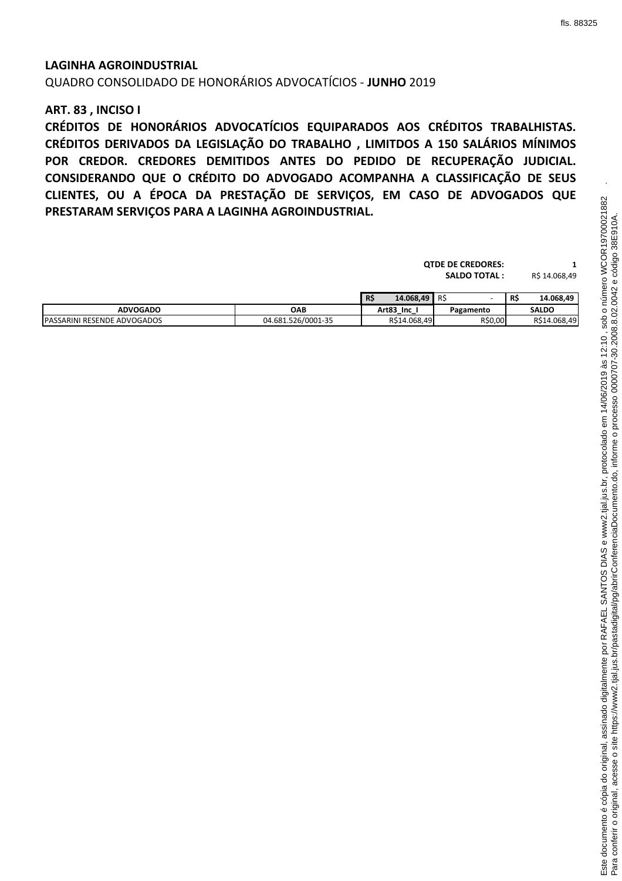**LAGINHA AGROINDUSTRIAL**

QUADRO CONSOLIDADO DE HONORÁRIOS ADVOCATÍCIOS - **JUNHO** 2019

**ART. 83 , INCISO I**

**CRÉDITOS DE HONORÁRIOS ADVOCATÍCIOS EQUIPARADOS AOS CRÉDITOS TRABALHISTAS. CRÉDITOS DERIVADOS DA LEGISLAÇÃO DO TRABALHO , LIMITDOS A 150 SALÁRIOS MÍNIMOS POR CREDOR. CREDORES DEMITIDOS ANTES DO PEDIDO DE RECUPERAÇÃO JUDICIAL. CONSIDERANDO QUE O CRÉDITO DO ADVOGADO ACOMPANHA A CLASSIFICAÇÃO DE SEUS CLIENTES, OU A ÉPOCA DA PRESTAÇÃO DE SERVIÇOS, EM CASO DE ADVOGADOS QUE PRESTARAM SERVIÇOS PARA A LAGINHA AGROINDUSTRIAL.**

**QTDE DE CREDORES:** 1
**SALDO TOTAL :** R$ 14.068,49

| | | R$ 14.068,49 | R$ - | R$ 14.068,49 |
|---|---|---|---|---|
| **ADVOGADO** | **OAB** | **Art83_Inc_I** | **Pagamento** | **SALDO** |
| PASSARINI RESENDE ADVOGADOS | 04.681.526/0001-35 | R$14.068,49 | R$0,00 | R$14.068,49 |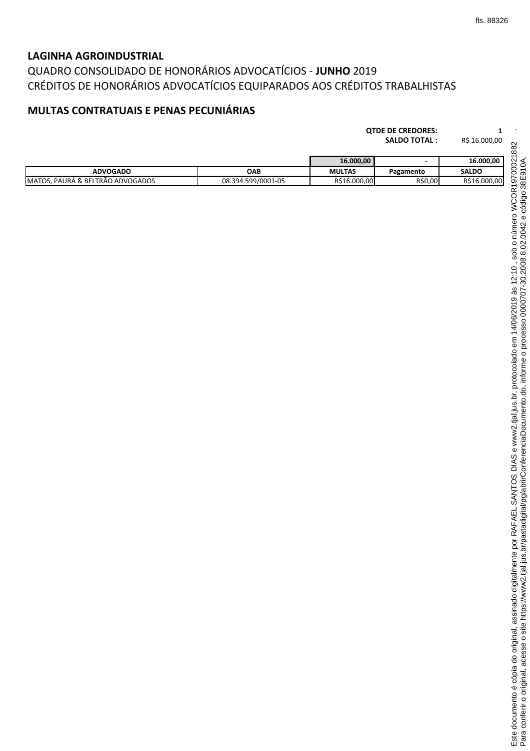**LAGINHA AGROINDUSTRIAL**

QUADRO CONSOLIDADO DE HONORÁRIOS ADVOCATÍCIOS - **JUNHO** 2019

CRÉDITOS DE HONORÁRIOS ADVOCATÍCIOS EQUIPARADOS AOS CRÉDITOS TRABALHISTAS

## MULTAS CONTRATUAIS E PENAS PECUNIÁRIAS

**QTDE DE CREDORES:** 1

**SALDO TOTAL :** R$ 16.000,00

| | | | | |
|---|---|---|---|---|
| | | **16.000,00** | - | **16.000,00** |
| **ADVOGADO** | **OAB** | **MULTAS** | **Pagamento** | **SALDO** |
| MATOS, PAURÁ & BELTRÃO ADVOGADOS | 08.394.599/0001-05 | R$16.000,00 | R$0,00 | R$16.000,00 |

Este documento é cópia do original, assinado digitalmente por RAFAEL SANTOS DIAS e www2.tjal.jus.br, protocolado em 14/06/2019 às 12:10 , sob o número WCOR19700021882
Para conferir o original, acesse o site https://www2.tjal.jus.br/pastadigital/pg/abrirConferenciaDocumento.do, informe o processo 0000707-30.2008.8.02.0042 e código 38E910A.